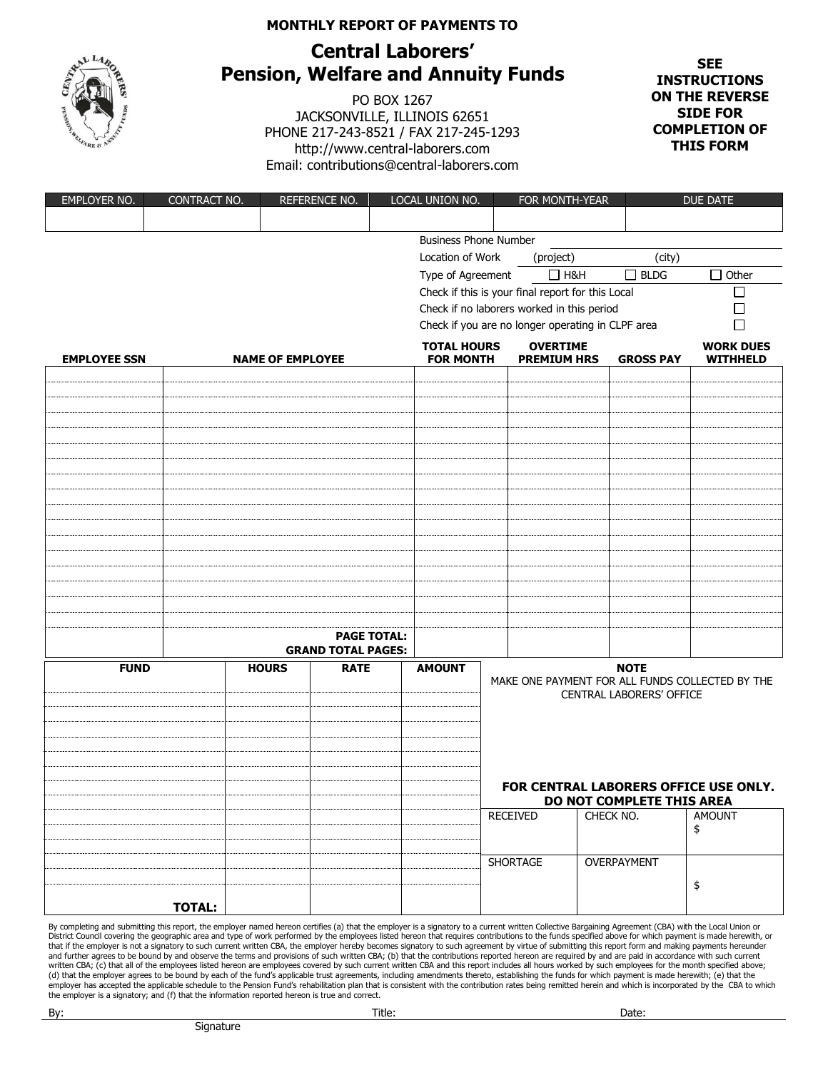MONTHLY REPORT OF PAYMENTS TO

# Central Laborers' Pension, Welfare and Annuity Funds

PO BOX 1267
JACKSONVILLE, ILLINOIS 62651
PHONE 217-243-8521 / FAX 217-245-1293
http://www.central-laborers.com
Email: contributions@central-laborers.com

**SEE INSTRUCTIONS ON THE REVERSE SIDE FOR COMPLETION OF THIS FORM**

| EMPLOYER NO. | CONTRACT NO. | REFERENCE NO. | LOCAL UNION NO. | FOR MONTH-YEAR | DUE DATE |
|---|---|---|---|---|---|
| | | | | | |

Business Phone Number

Location of Work (project) (city)

Type of Agreement ☐ H&H ☐ BLDG ☐ Other

Check if this is your final report for this Local ☐

Check if no laborers worked in this period ☐

Check if you are no longer operating in CLPF area ☐

| EMPLOYEE SSN | NAME OF EMPLOYEE | TOTAL HOURS FOR MONTH | OVERTIME PREMIUM HRS | GROSS PAY | WORK DUES WITHHELD |
|---|---|---|---|---|---|
| | | | | | |
| | | | | | |
| | | | | | |
| | | | | | |
| | | | | | |
| | | | | | |
| | | | | | |
| | | | | | |
| | | | | | |
| | | | | | |
| | | | | | |
| | | | | | |
| | | | | | |
| | | | | | |
| | | | | | |
| | | | | | |
| | | | | | |
| | **PAGE TOTAL:** **GRAND TOTAL PAGES:** | | | | |

| FUND | HOURS | RATE | AMOUNT |
|---|---|---|---|
| | | | |
| | | | |
| | | | |
| | | | |
| | | | |
| | | | |
| | | | |
| | | | |
| | | | |
| | | | |
| | | | |
| | | | |
| | | | |
| | | | |
| **TOTAL:** | | | |

**NOTE**
MAKE ONE PAYMENT FOR ALL FUNDS COLLECTED BY THE CENTRAL LABORERS' OFFICE

**FOR CENTRAL LABORERS OFFICE USE ONLY. DO NOT COMPLETE THIS AREA**

| RECEIVED | CHECK NO. | AMOUNT $ |
|---|---|---|
| SHORTAGE | OVERPAYMENT | $ |

By completing and submitting this report, the employer named hereon certifies (a) that the employer is a signatory to a current written Collective Bargaining Agreement (CBA) with the Local Union or District Council covering the geographic area and type of work performed by the employees listed hereon that requires contributions to the funds specified above for which payment is made herewith, or that if the employer is not a signatory to such current written CBA, the employer hereby becomes signatory to such agreement by virtue of submitting this report form and making payments hereunder and further agrees to be bound by and observe the terms and provisions of such written CBA; (b) that the contributions reported hereon are required by and are paid in accordance with such current written CBA; (c) that all of the employees listed hereon are employees covered by such current written CBA and this report includes all hours worked by such employees for the month specified above; (d) that the employer agrees to be bound by each of the fund's applicable trust agreements, including amendments thereto, establishing the funds for which payment is made herewith; (e) that the employer has accepted the applicable schedule to the Pension Fund's rehabilitation plan that is consistent with the contribution rates being remitted herein and which is incorporated by the CBA to which the employer is a signatory; and (f) that the information reported hereon is true and correct.

By: ______________________ Title: ______________________ Date: ______________________
Signature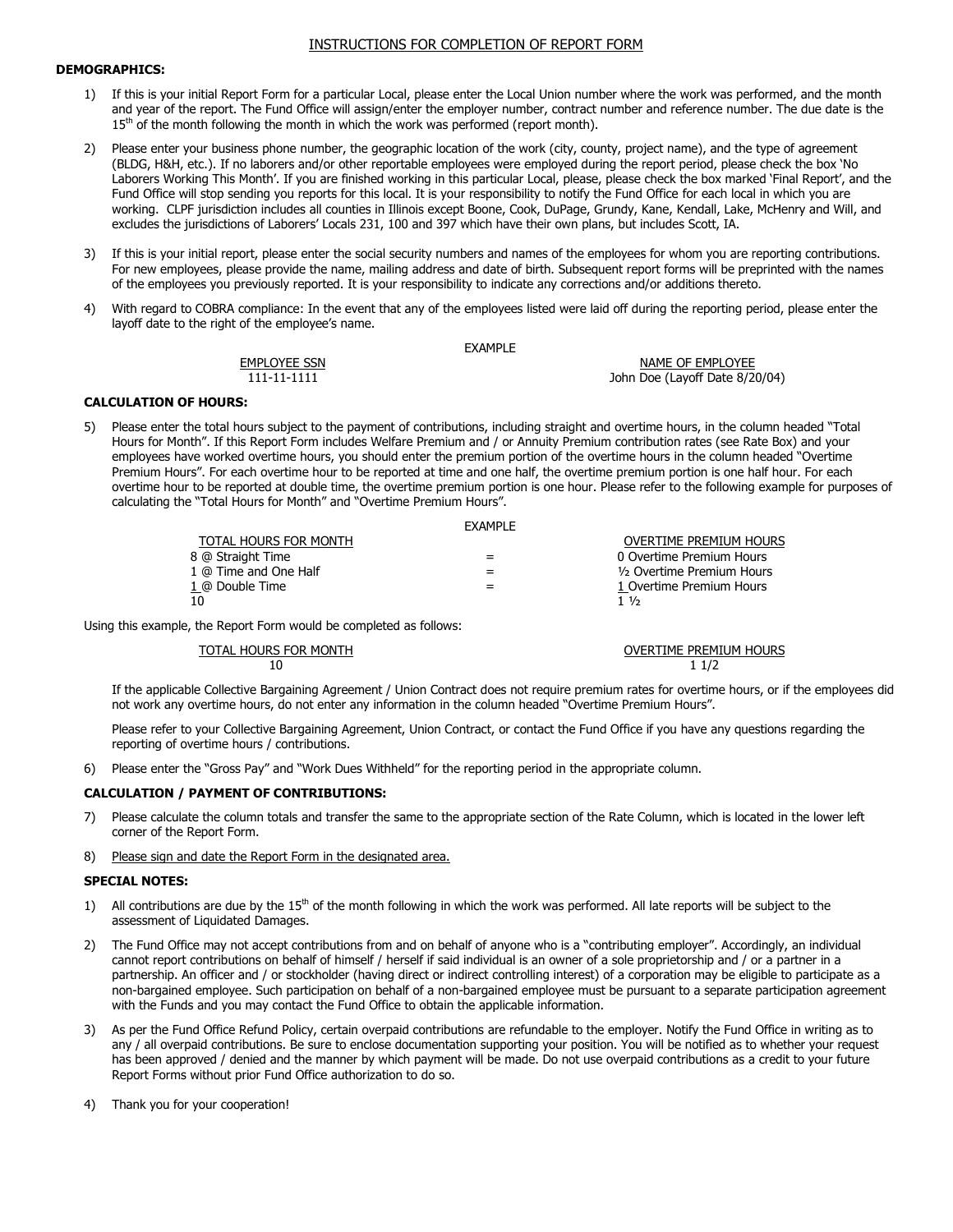# INSTRUCTIONS FOR COMPLETION OF REPORT FORM

## DEMOGRAPHICS:

1) If this is your initial Report Form for a particular Local, please enter the Local Union number where the work was performed, and the month and year of the report. The Fund Office will assign/enter the employer number, contract number and reference number. The due date is the 15th of the month following the month in which the work was performed (report month).

2) Please enter your business phone number, the geographic location of the work (city, county, project name), and the type of agreement (BLDG, H&H, etc.). If no laborers and/or other reportable employees were employed during the report period, please check the box 'No Laborers Working This Month'. If you are finished working in this particular Local, please, please check the box marked 'Final Report', and the Fund Office will stop sending you reports for this local. It is your responsibility to notify the Fund Office for each local in which you are working. CLPF jurisdiction includes all counties in Illinois except Boone, Cook, DuPage, Grundy, Kane, Kendall, Lake, McHenry and Will, and excludes the jurisdictions of Laborers' Locals 231, 100 and 397 which have their own plans, but includes Scott, IA.

3) If this is your initial report, please enter the social security numbers and names of the employees for whom you are reporting contributions. For new employees, please provide the name, mailing address and date of birth. Subsequent report forms will be preprinted with the names of the employees you previously reported. It is your responsibility to indicate any corrections and/or additions thereto.

4) With regard to COBRA compliance: In the event that any of the employees listed were laid off during the reporting period, please enter the layoff date to the right of the employee's name.

EXAMPLE

| EMPLOYEE SSN | NAME OF EMPLOYEE |
|---|---|
| 111-11-1111 | John Doe (Layoff Date 8/20/04) |

## CALCULATION OF HOURS:

5) Please enter the total hours subject to the payment of contributions, including straight and overtime hours, in the column headed "Total Hours for Month". If this Report Form includes Welfare Premium and / or Annuity Premium contribution rates (see Rate Box) and your employees have worked overtime hours, you should enter the premium portion of the overtime hours in the column headed "Overtime Premium Hours". For each overtime hour to be reported at time and one half, the overtime premium portion is one half hour. For each overtime hour to be reported at double time, the overtime premium portion is one hour. Please refer to the following example for purposes of calculating the "Total Hours for Month" and "Overtime Premium Hours".

EXAMPLE

| TOTAL HOURS FOR MONTH | | OVERTIME PREMIUM HOURS |
|---|---|---|
| 8 @ Straight Time | = | 0 Overtime Premium Hours |
| 1 @ Time and One Half | = | ½ Overtime Premium Hours |
| 1 @ Double Time | = | 1 Overtime Premium Hours |
| 10 | | 1 ½ |

Using this example, the Report Form would be completed as follows:

| TOTAL HOURS FOR MONTH | OVERTIME PREMIUM HOURS |
|---|---|
| 10 | 1 1/2 |

If the applicable Collective Bargaining Agreement / Union Contract does not require premium rates for overtime hours, or if the employees did not work any overtime hours, do not enter any information in the column headed "Overtime Premium Hours".

Please refer to your Collective Bargaining Agreement, Union Contract, or contact the Fund Office if you have any questions regarding the reporting of overtime hours / contributions.

6) Please enter the "Gross Pay" and "Work Dues Withheld" for the reporting period in the appropriate column.

## CALCULATION / PAYMENT OF CONTRIBUTIONS:

7) Please calculate the column totals and transfer the same to the appropriate section of the Rate Column, which is located in the lower left corner of the Report Form.

8) Please sign and date the Report Form in the designated area.

## SPECIAL NOTES:

1) All contributions are due by the 15th of the month following in which the work was performed. All late reports will be subject to the assessment of Liquidated Damages.

2) The Fund Office may not accept contributions from and on behalf of anyone who is a "contributing employer". Accordingly, an individual cannot report contributions on behalf of himself / herself if said individual is an owner of a sole proprietorship and / or a partner in a partnership. An officer and / or stockholder (having direct or indirect controlling interest) of a corporation may be eligible to participate as a non-bargained employee. Such participation on behalf of a non-bargained employee must be pursuant to a separate participation agreement with the Funds and you may contact the Fund Office to obtain the applicable information.

3) As per the Fund Office Refund Policy, certain overpaid contributions are refundable to the employer. Notify the Fund Office in writing as to any / all overpaid contributions. Be sure to enclose documentation supporting your position. You will be notified as to whether your request has been approved / denied and the manner by which payment will be made. Do not use overpaid contributions as a credit to your future Report Forms without prior Fund Office authorization to do so.

4) Thank you for your cooperation!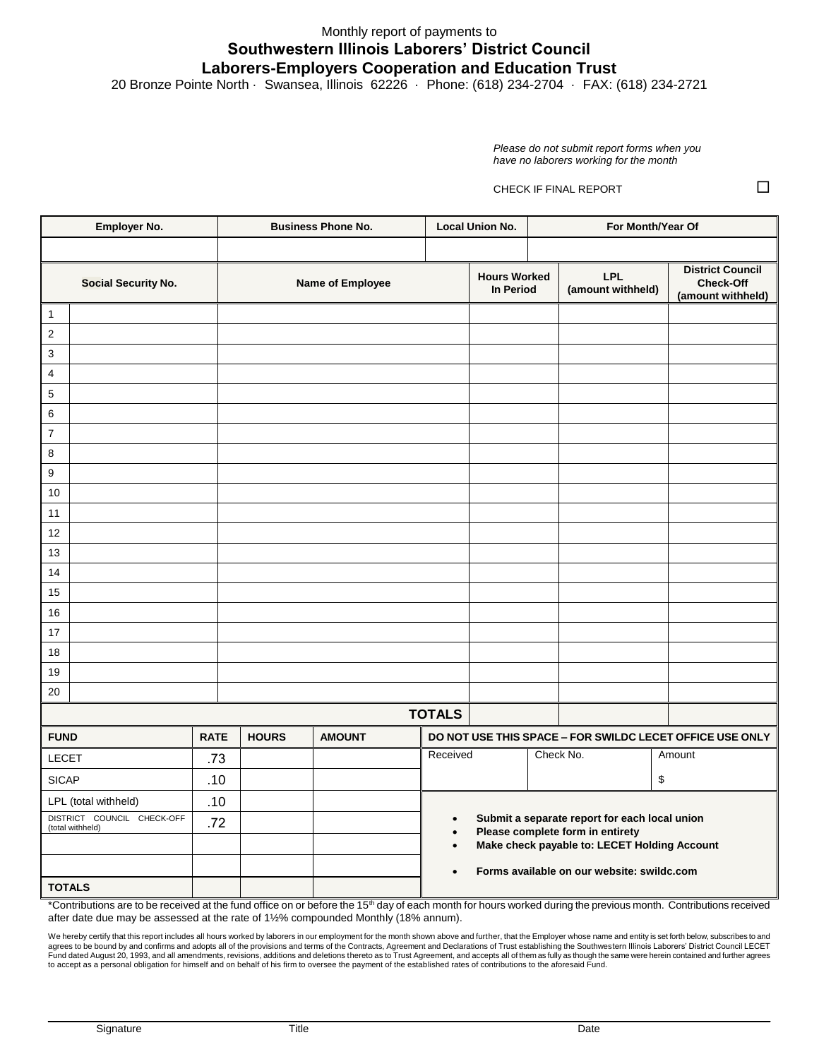Monthly report of payments to

# Southwestern Illinois Laborers' District Council
# Laborers-Employers Cooperation and Education Trust

20 Bronze Pointe North · Swansea, Illinois 62226 · Phone: (618) 234-2704 · FAX: (618) 234-2721

*Please do not submit report forms when you have no laborers working for the month*

CHECK IF FINAL REPORT ☐

| Employer No. | Business Phone No. | Local Union No. | For Month/Year Of |
|---|---|---|---|
| | | | |

| | Social Security No. | Name of Employee | Hours Worked In Period | LPL (amount withheld) | District Council Check-Off (amount withheld) |
|---|---|---|---|---|---|
| 1 | | | | | |
| 2 | | | | | |
| 3 | | | | | |
| 4 | | | | | |
| 5 | | | | | |
| 6 | | | | | |
| 7 | | | | | |
| 8 | | | | | |
| 9 | | | | | |
| 10 | | | | | |
| 11 | | | | | |
| 12 | | | | | |
| 13 | | | | | |
| 14 | | | | | |
| 15 | | | | | |
| 16 | | | | | |
| 17 | | | | | |
| 18 | | | | | |
| 19 | | | | | |
| 20 | | | | | |
| | | **TOTALS** | | | |

| FUND | RATE | HOURS | AMOUNT |
|---|---|---|---|
| LECET | .73 | | |
| SICAP | .10 | | |
| LPL (total withheld) | .10 | | |
| DISTRICT COUNCIL CHECK-OFF (total withheld) | .72 | | |
| | | | |
| | | | |
| **TOTALS** | | | |

| DO NOT USE THIS SPACE – FOR SWILDC LECET OFFICE USE ONLY | | |
|---|---|---|
| Received | Check No. | Amount |
| | | $ |

- **Submit a separate report for each local union**
- **Please complete form in entirety**
- **Make check payable to: LECET Holding Account**
- **Forms available on our website: swildc.com**

*Contributions are to be received at the fund office on or before the 15th day of each month for hours worked during the previous month. Contributions received after date due may be assessed at the rate of 1½% compounded Monthly (18% annum).

We hereby certify that this report includes all hours worked by laborers in our employment for the month shown above and further, that the Employer whose name and entity is set forth below, subscribes to and agrees to be bound by and confirms and adopts all of the provisions and terms of the Contracts, Agreement and Declarations of Trust establishing the Southwestern Illinois Laborers' District Council LECET Fund dated August 20, 1993, and all amendments, revisions, additions and deletions thereto as to Trust Agreement, and accepts all of them as fully as though the same were herein contained and further agrees to accept as a personal obligation for himself and on behalf of his firm to oversee the payment of the established rates of contributions to the aforesaid Fund.

Signature _______________ Title _______________ Date _______________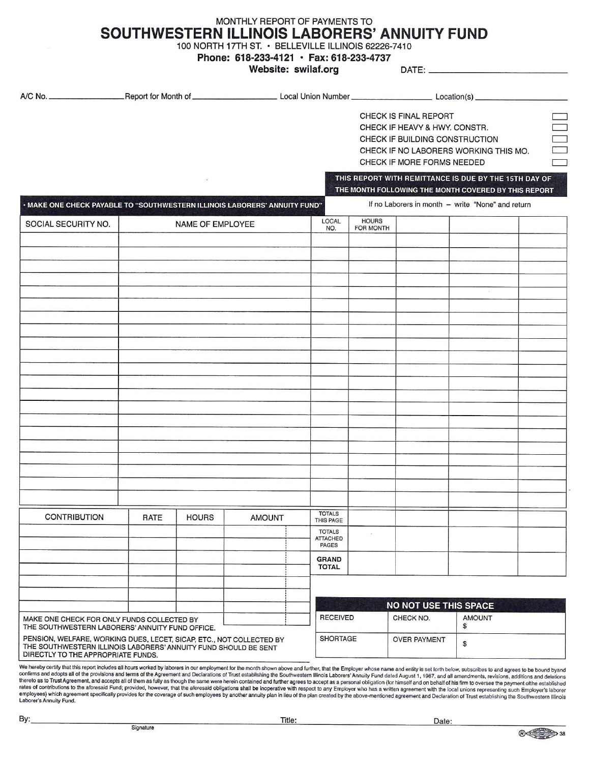MONTHLY REPORT OF PAYMENTS TO

# SOUTHWESTERN ILLINOIS LABORERS' ANNUITY FUND

100 NORTH 17TH ST. • BELLEVILLE ILLINOIS 62226-7410

**Phone: 618-233-4121 • Fax: 618-233-4737**

**Website: swilaf.org**

DATE: ____________________

A/C No. ______________ Report for Month of ______________ Local Union Number ______________ Location(s) ______________

- CHECK IS FINAL REPORT ☐
- CHECK IF HEAVY & HWY. CONSTR. ☐
- CHECK IF BUILDING CONSTRUCTION ☐
- CHECK IF NO LABORERS WORKING THIS MO. ☐
- CHECK IF MORE FORMS NEEDED ☐

**THIS REPORT WITH REMITTANCE IS DUE BY THE 15TH DAY OF THE MONTH FOLLOWING THE MONTH COVERED BY THIS REPORT**

**• MAKE ONE CHECK PAYABLE TO "SOUTHWESTERN ILLINOIS LABORERS' ANNUITY FUND"**

If no Laborers in month – write "None" and return

| SOCIAL SECURITY NO. | NAME OF EMPLOYEE | LOCAL NO. | HOURS FOR MONTH | | | |
|---|---|---|---|---|---|---|
| | | | | | | |
| | | | | | | |
| | | | | | | |
| | | | | | | |
| | | | | | | |
| | | | | | | |
| | | | | | | |
| | | | | | | |
| | | | | | | |
| | | | | | | |
| | | | | | | |
| | | | | | | |
| | | | | | | |
| | | | | | | |
| | | | | | | |
| | | | | | | |
| | | | | | | |
| | | | | | | |
| | | | | | | |
| | | | | | | |

| CONTRIBUTION | RATE | HOURS | AMOUNT |
|---|---|---|---|
| | | | |
| | | | |
| | | | |
| | | | |
| | | | |
| | | | |
| | | | |

| | HOURS FOR MONTH | | | |
|---|---|---|---|---|
| TOTALS THIS PAGE | | | | |
| TOTALS ATTACHED PAGES | | | | |
| **GRAND TOTAL** | | | | |

MAKE ONE CHECK FOR ONLY FUNDS COLLECTED BY THE SOUTHWESTERN LABORERS' ANNUITY FUND OFFICE.

PENSION, WELFARE, WORKING DUES, LECET, SICAP, ETC., NOT COLLECTED BY THE SOUTHWESTERN ILLINOIS LABORERS' ANNUITY FUND SHOULD BE SENT DIRECTLY TO THE APPROPRIATE FUNDS.

**NO NOT USE THIS SPACE**

| RECEIVED | CHECK NO. | AMOUNT $ |
|---|---|---|
| SHORTAGE | OVER PAYMENT | $ |

We hereby certify that this report includes all hours worked by laborers in our employment for the month shown above and further, that the Employer whose name and entity is set forth below, subscribes to and agrees to be bound byand confirms and adopts all of the provisions and terms of the Agreement and Declarations of Trust establishing the Southwestern Illinois Laborers' Annuity Fund dated August 1, 1987, and all amendments, revisions, additions and deletions thereto as to Trust Agreement, and accepts all of them as fully as though the same were herein contained and further agrees to accept as a personal obligation (for himself and on behalf of his firm to oversee the payment ofthe established rates of contributions to the aforesaid Fund; provided, however, that the aforesaid obligations shall be inoperative with respect to any Employer who has a written agreement with the local unions representing such Employer's laborer employees) which agreement specifically provides for the coverage of such employees by another annuity plan in lieu of the plan created by the above-mentioned agreement and Declaration of Trust establishing the Southwestern Illinois Laborer's Annuity Fund.

By: ______________________________ Title: ______________________ Date: ______________
Signature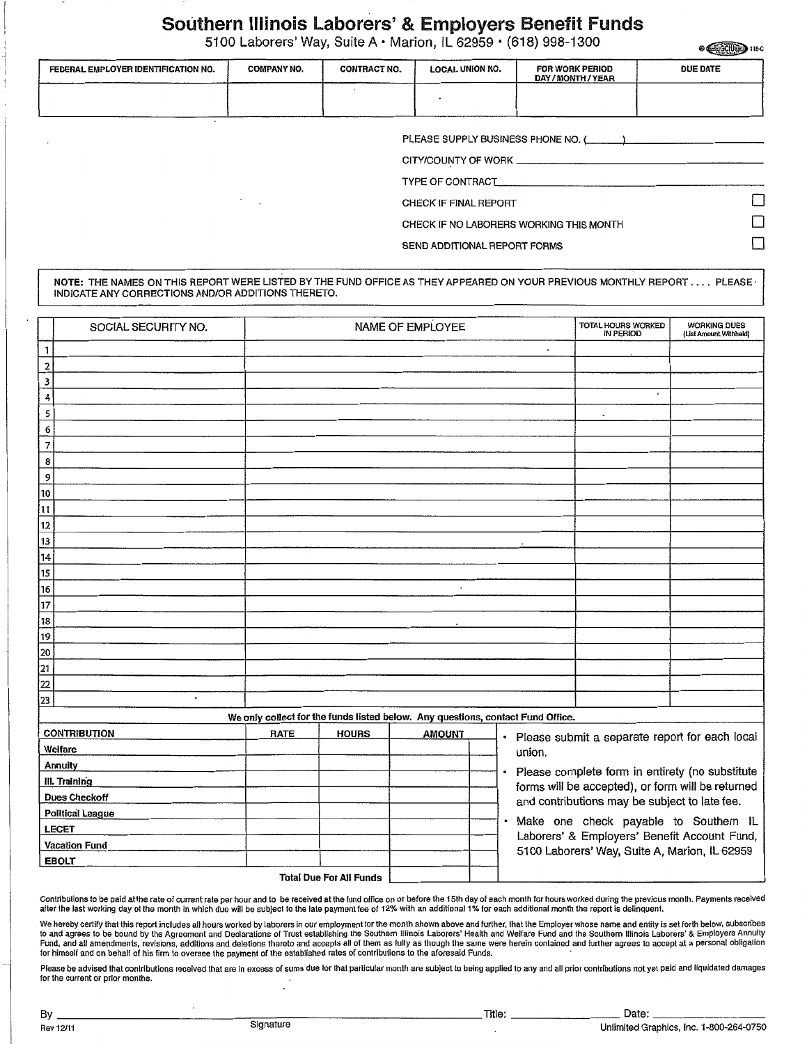# Southern Illinois Laborers' & Employers Benefit Funds

5100 Laborers' Way, Suite A • Marion, IL 62959 • (618) 998-1300

118-C

| FEDERAL EMPLOYER IDENTIFICATION NO. | COMPANY NO. | CONTRACT NO. | LOCAL UNION NO. | FOR WORK PERIOD DAY / MONTH / YEAR | DUE DATE |
|---|---|---|---|---|---|
| | | | | | |

PLEASE SUPPLY BUSINESS PHONE NO. (\_\_\_\_\_\_) \_\_\_\_\_\_\_\_\_\_\_\_\_\_\_\_

CITY/COUNTY OF WORK \_\_\_\_\_\_\_\_\_\_\_\_\_\_\_\_

TYPE OF CONTRACT \_\_\_\_\_\_\_\_\_\_\_\_\_\_\_\_

CHECK IF FINAL REPORT ☐

CHECK IF NO LABORERS WORKING THIS MONTH ☐

SEND ADDITIONAL REPORT FORMS ☐

**NOTE:** THE NAMES ON THIS REPORT WERE LISTED BY THE FUND OFFICE AS THEY APPEARED ON YOUR PREVIOUS MONTHLY REPORT .... PLEASE INDICATE ANY CORRECTIONS AND/OR ADDITIONS THERETO.

| | SOCIAL SECURITY NO. | NAME OF EMPLOYEE | TOTAL HOURS WORKED IN PERIOD | WORKING DUES (List Amount Withheld) |
|---|---|---|---|---|
| 1 | | | | |
| 2 | | | | |
| 3 | | | | |
| 4 | | | | |
| 5 | | | | |
| 6 | | | | |
| 7 | | | | |
| 8 | | | | |
| 9 | | | | |
| 10 | | | | |
| 11 | | | | |
| 12 | | | | |
| 13 | | | | |
| 14 | | | | |
| 15 | | | | |
| 16 | | | | |
| 17 | | | | |
| 18 | | | | |
| 19 | | | | |
| 20 | | | | |
| 21 | | | | |
| 22 | | | | |
| 23 | | | | |

**We only collect for the funds listed below. Any questions, contact Fund Office.**

| CONTRIBUTION | RATE | HOURS | AMOUNT |
|---|---|---|---|
| Welfare | | | |
| Annuity | | | |
| Ill. Training | | | |
| Dues Checkoff | | | |
| Political League | | | |
| LECET | | | |
| Vacation Fund | | | |
| EBOLT | | | |
| | | Total Due For All Funds | |

- Please submit a separate report for each local union.
- Please complete form in entirety (no substitute forms will be accepted), or form will be returned and contributions may be subject to late fee.
- Make one check payable to Southern IL Laborers' & Employers' Benefit Account Fund, 5100 Laborers' Way, Suite A, Marion, IL 62959

Contributions to be paid at the rate of current rate per hour and to be received at the fund office on or before the 15th day of each month for hours worked during the previous month. Payments received after the last working day of the month in which due will be subject to the late payment fee of 12% with an additional 1% for each additional month the report is delinquent.

We hereby certify that this report includes all hours worked by laborers in our employment for the month shown above and further, that the Employer whose name and entity is set forth below, subscribes to and agrees to be bound by the Agreement and Declarations of Trust establishing the Southern Illinois Laborers' Health and Welfare Fund and the Southern Illinois Laborers' & Employers Annuity Fund, and all amendments, revisions, additions and deletions thereto and accepts all of them as fully as though the same were herein contained and further agrees to accept at a personal obligation for himself and on behalf of his firm to oversee the payment of the established rates of contributions to the aforesaid Funds.

Please be advised that contributions received that are in excess of sums due for that particular month are subject to being applied to any and all prior contributions not yet paid and liquidated damages for the current or prior months.

By \_\_\_\_\_\_\_\_\_\_\_\_\_\_\_\_\_\_\_\_ Title: \_\_\_\_\_\_\_\_\_\_ Date: \_\_\_\_\_\_\_\_\_\_

Signature

Rev 12/11

Unlimited Graphics, Inc. 1-800-264-0750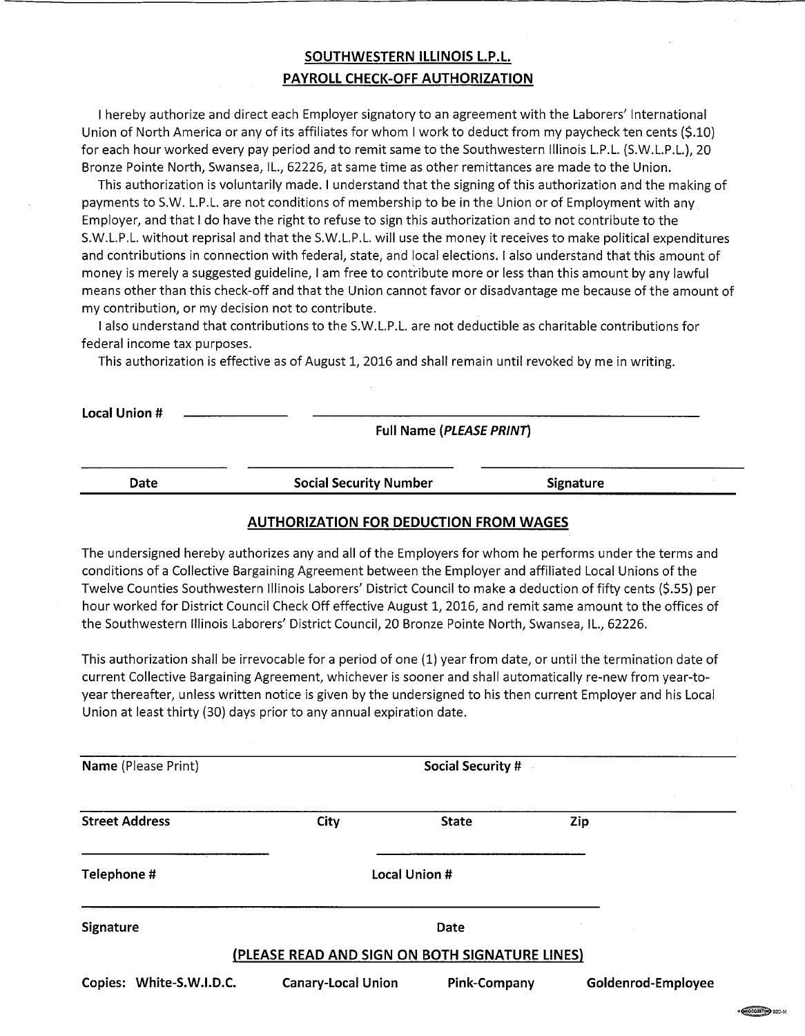## SOUTHWESTERN ILLINOIS L.P.L.
## PAYROLL CHECK-OFF AUTHORIZATION

I hereby authorize and direct each Employer signatory to an agreement with the Laborers' International Union of North America or any of its affiliates for whom I work to deduct from my paycheck ten cents ($.10) for each hour worked every pay period and to remit same to the Southwestern Illinois L.P.L. (S.W.L.P.L.), 20 Bronze Pointe North, Swansea, IL., 62226, at same time as other remittances are made to the Union.

This authorization is voluntarily made. I understand that the signing of this authorization and the making of payments to S.W. L.P.L. are not conditions of membership to be in the Union or of Employment with any Employer, and that I do have the right to refuse to sign this authorization and to not contribute to the S.W.L.P.L. without reprisal and that the S.W.L.P.L. will use the money it receives to make political expenditures and contributions in connection with federal, state, and local elections. I also understand that this amount of money is merely a suggested guideline, I am free to contribute more or less than this amount by any lawful means other than this check-off and that the Union cannot favor or disadvantage me because of the amount of my contribution, or my decision not to contribute.

I also understand that contributions to the S.W.L.P.L. are not deductible as charitable contributions for federal income tax purposes.

This authorization is effective as of August 1, 2016 and shall remain until revoked by me in writing.

**Local Union #** ____________ ______________________________

**Full Name (*PLEASE PRINT*)**

______________ ______________________ ______________________

**Date** **Social Security Number** **Signature**

## AUTHORIZATION FOR DEDUCTION FROM WAGES

The undersigned hereby authorizes any and all of the Employers for whom he performs under the terms and conditions of a Collective Bargaining Agreement between the Employer and affiliated Local Unions of the Twelve Counties Southwestern Illinois Laborers' District Council to make a deduction of fifty cents ($.55) per hour worked for District Council Check Off effective August 1, 2016, and remit same amount to the offices of the Southwestern Illinois Laborers' District Council, 20 Bronze Pointe North, Swansea, IL., 62226.

This authorization shall be irrevocable for a period of one (1) year from date, or until the termination date of current Collective Bargaining Agreement, whichever is sooner and shall automatically re-new from year-to-year thereafter, unless written notice is given by the undersigned to his then current Employer and his Local Union at least thirty (30) days prior to any annual expiration date.

______________________________________________________________

**Name** (Please Print) **Social Security #**

______________________________________________________________

**Street Address** **City** **State** **Zip**

______________________ ______________________

**Telephone #** **Local Union #**

______________________________________________________________

**Signature** **Date**

**(PLEASE READ AND SIGN ON BOTH SIGNATURE LINES)**

**Copies: White-S.W.I.D.C.** **Canary-Local Union** **Pink-Company** **Goldenrod-Employee**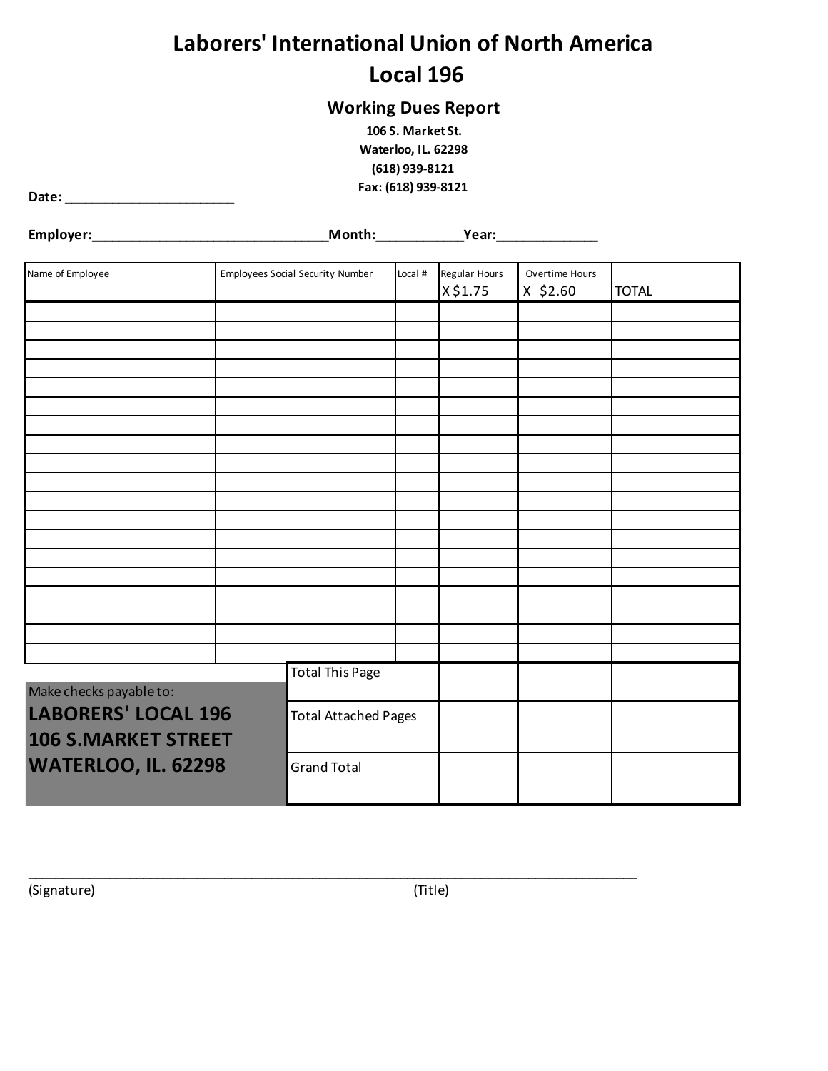# Laborers' International Union of North America
# Local 196

## Working Dues Report

**106 S. Market St.**
**Waterloo, IL. 62298**
**(618) 939-8121**
**Fax: (618) 939-8121**

**Date:** _______________________

**Employer:**________________________________**Month:**___________**Year:**_____________

| Name of Employee | Employees Social Security Number | Local # | Regular Hours X $1.75 | Overtime Hours X $2.60 | TOTAL |
|---|---|---|---|---|---|
| | | | | | |
| | | | | | |
| | | | | | |
| | | | | | |
| | | | | | |
| | | | | | |
| | | | | | |
| | | | | | |
| | | | | | |
| | | | | | |
| | | | | | |
| | | | | | |
| | | | | | |
| | | | | | |
| | | | | | |
| | | | | | |
| | | | | | |
| | | | | | |

| | | | |
|---|---|---|---|
| Total This Page | | | |
| Total Attached Pages | | | |
| Grand Total | | | |

Make checks payable to:

**LABORERS' LOCAL 196**
**106 S.MARKET STREET**
**WATERLOO, IL. 62298**

_____________________________________________________________________________________

(Signature) (Title)